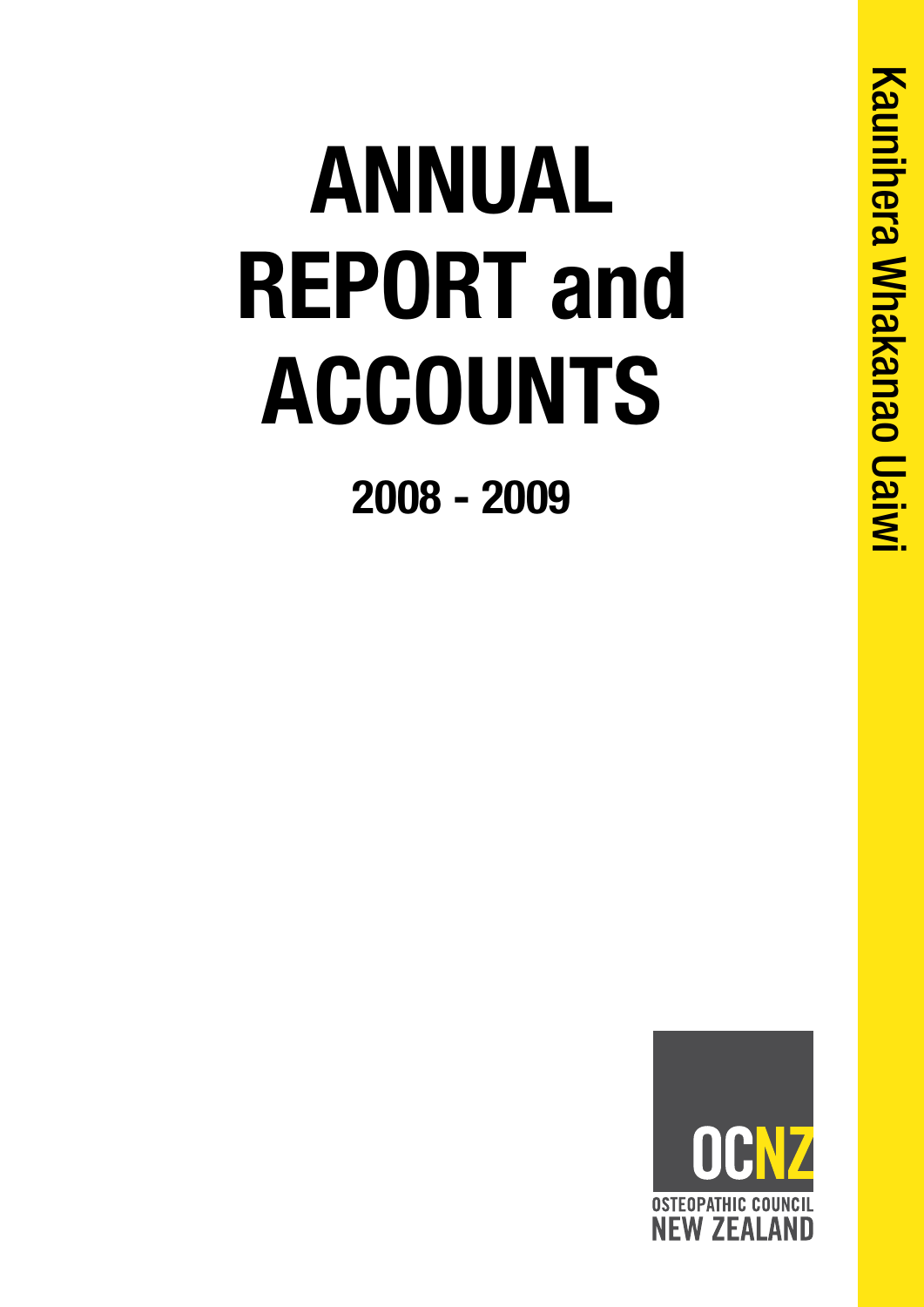# ANNUAL REPORT and ACCOUNTS

## 2008 - 2009

Kaunihera Whakanao Uaiwi

OCNZ

OSTEOPATHIC COUNCIL NEW ZEALAND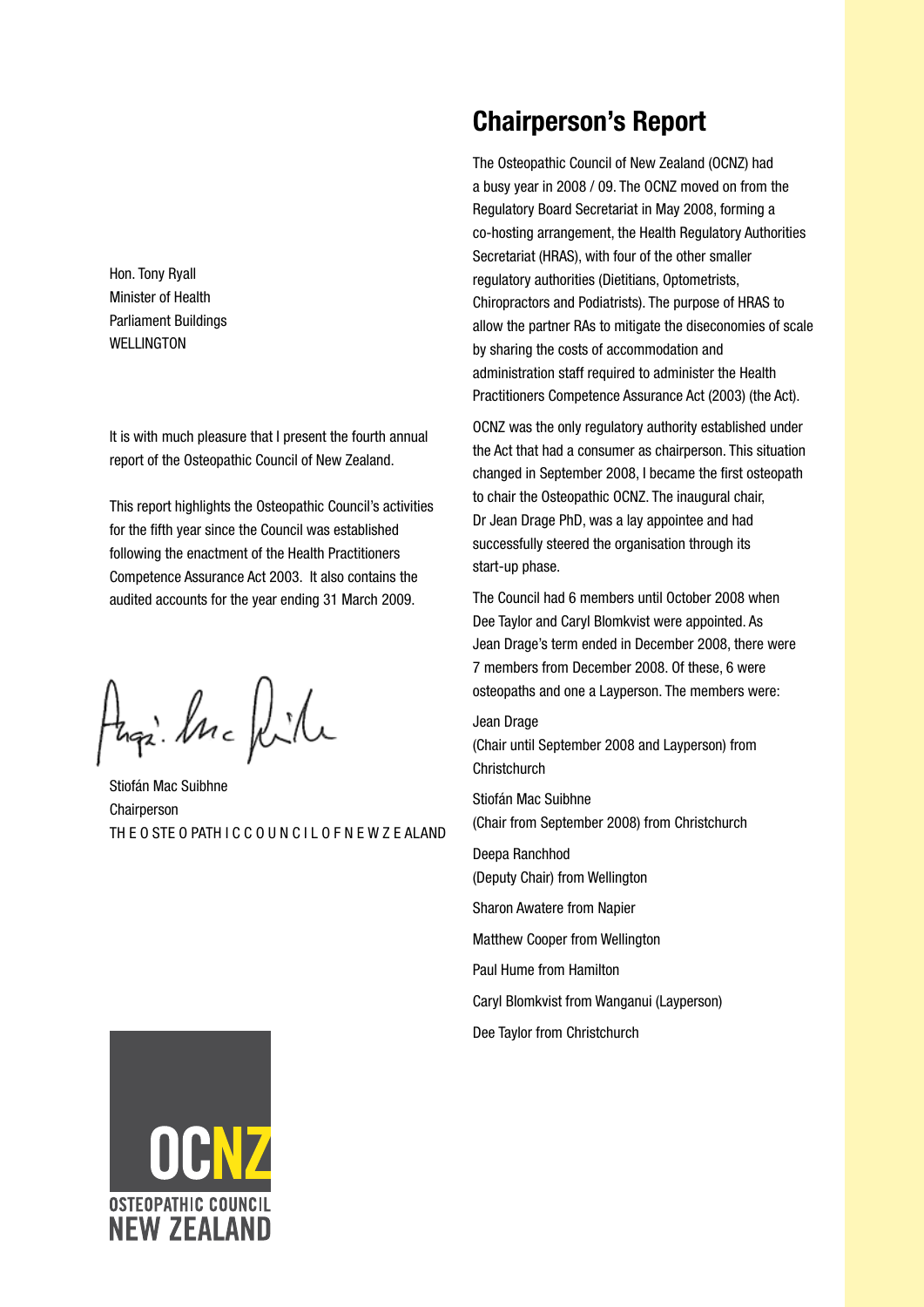Hon. Tony Ryall
Minister of Health
Parliament Buildings
WELLINGTON

It is with much pleasure that I present the fourth annual report of the Osteopathic Council of New Zealand.

This report highlights the Osteopathic Council's activities for the fifth year since the Council was established following the enactment of the Health Practitioners Competence Assurance Act 2003. It also contains the audited accounts for the year ending 31 March 2009.

Stiofán Mac Suibhne
Chairperson
THE OSTEOPATHIC COUNCIL OF NEW ZEALAND

OCNZ
OSTEOPATHIC COUNCIL
NEW ZEALAND

## Chairperson's Report

The Osteopathic Council of New Zealand (OCNZ) had a busy year in 2008 / 09. The OCNZ moved on from the Regulatory Board Secretariat in May 2008, forming a co-hosting arrangement, the Health Regulatory Authorities Secretariat (HRAS), with four of the other smaller regulatory authorities (Dietitians, Optometrists, Chiropractors and Podiatrists). The purpose of HRAS to allow the partner RAs to mitigate the diseconomies of scale by sharing the costs of accommodation and administration staff required to administer the Health Practitioners Competence Assurance Act (2003) (the Act).

OCNZ was the only regulatory authority established under the Act that had a consumer as chairperson. This situation changed in September 2008, I became the first osteopath to chair the Osteopathic OCNZ. The inaugural chair, Dr Jean Drage PhD, was a lay appointee and had successfully steered the organisation through its start-up phase.

The Council had 6 members until October 2008 when Dee Taylor and Caryl Blomkvist were appointed. As Jean Drage's term ended in December 2008, there were 7 members from December 2008. Of these, 6 were osteopaths and one a Layperson. The members were:

Jean Drage
(Chair until September 2008 and Layperson) from Christchurch

Stiofán Mac Suibhne
(Chair from September 2008) from Christchurch

Deepa Ranchhod
(Deputy Chair) from Wellington

Sharon Awatere from Napier

Matthew Cooper from Wellington

Paul Hume from Hamilton

Caryl Blomkvist from Wanganui (Layperson)

Dee Taylor from Christchurch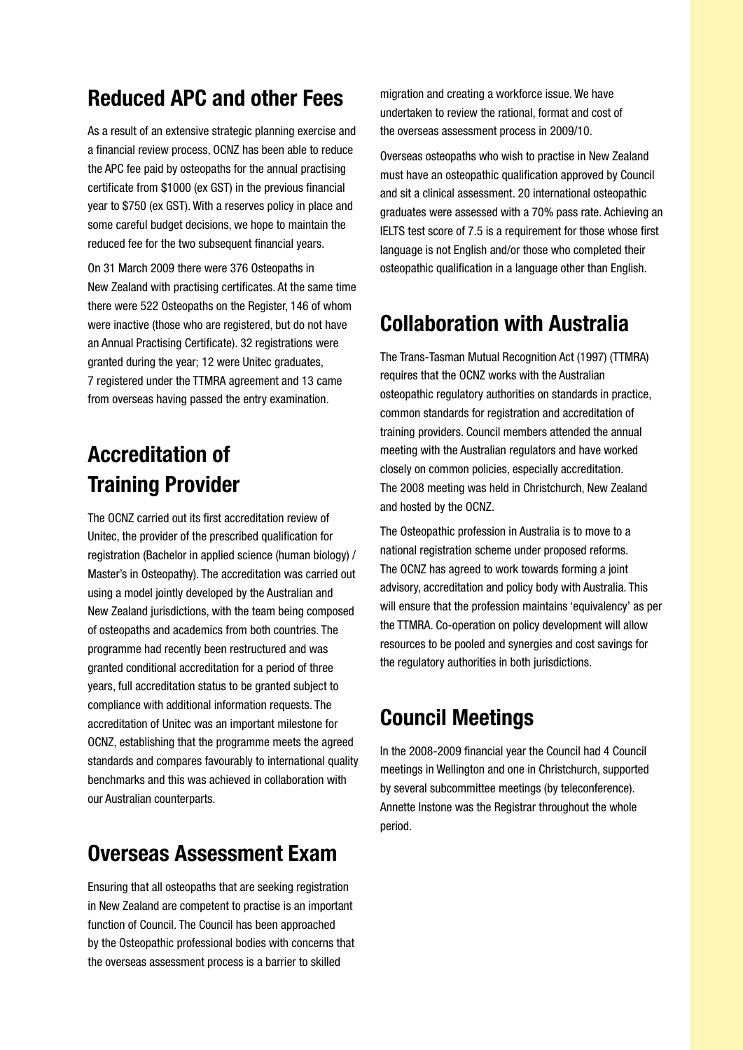## Reduced APC and other Fees

As a result of an extensive strategic planning exercise and a financial review process, OCNZ has been able to reduce the APC fee paid by osteopaths for the annual practising certificate from $1000 (ex GST) in the previous financial year to $750 (ex GST). With a reserves policy in place and some careful budget decisions, we hope to maintain the reduced fee for the two subsequent financial years.

On 31 March 2009 there were 376 Osteopaths in New Zealand with practising certificates. At the same time there were 522 Osteopaths on the Register, 146 of whom were inactive (those who are registered, but do not have an Annual Practising Certificate). 32 registrations were granted during the year; 12 were Unitec graduates, 7 registered under the TTMRA agreement and 13 came from overseas having passed the entry examination.

## Accreditation of Training Provider

The OCNZ carried out its first accreditation review of Unitec, the provider of the prescribed qualification for registration (Bachelor in applied science (human biology) / Master's in Osteopathy). The accreditation was carried out using a model jointly developed by the Australian and New Zealand jurisdictions, with the team being composed of osteopaths and academics from both countries. The programme had recently been restructured and was granted conditional accreditation for a period of three years, full accreditation status to be granted subject to compliance with additional information requests. The accreditation of Unitec was an important milestone for OCNZ, establishing that the programme meets the agreed standards and compares favourably to international quality benchmarks and this was achieved in collaboration with our Australian counterparts.

## Overseas Assessment Exam

Ensuring that all osteopaths that are seeking registration in New Zealand are competent to practise is an important function of Council. The Council has been approached by the Osteopathic professional bodies with concerns that the overseas assessment process is a barrier to skilled migration and creating a workforce issue. We have undertaken to review the rational, format and cost of the overseas assessment process in 2009/10.

Overseas osteopaths who wish to practise in New Zealand must have an osteopathic qualification approved by Council and sit a clinical assessment. 20 international osteopathic graduates were assessed with a 70% pass rate. Achieving an IELTS test score of 7.5 is a requirement for those whose first language is not English and/or those who completed their osteopathic qualification in a language other than English.

## Collaboration with Australia

The Trans-Tasman Mutual Recognition Act (1997) (TTMRA) requires that the OCNZ works with the Australian osteopathic regulatory authorities on standards in practice, common standards for registration and accreditation of training providers. Council members attended the annual meeting with the Australian regulators and have worked closely on common policies, especially accreditation. The 2008 meeting was held in Christchurch, New Zealand and hosted by the OCNZ.

The Osteopathic profession in Australia is to move to a national registration scheme under proposed reforms. The OCNZ has agreed to work towards forming a joint advisory, accreditation and policy body with Australia. This will ensure that the profession maintains 'equivalency' as per the TTMRA. Co-operation on policy development will allow resources to be pooled and synergies and cost savings for the regulatory authorities in both jurisdictions.

## Council Meetings

In the 2008-2009 financial year the Council had 4 Council meetings in Wellington and one in Christchurch, supported by several subcommittee meetings (by teleconference). Annette Instone was the Registrar throughout the whole period.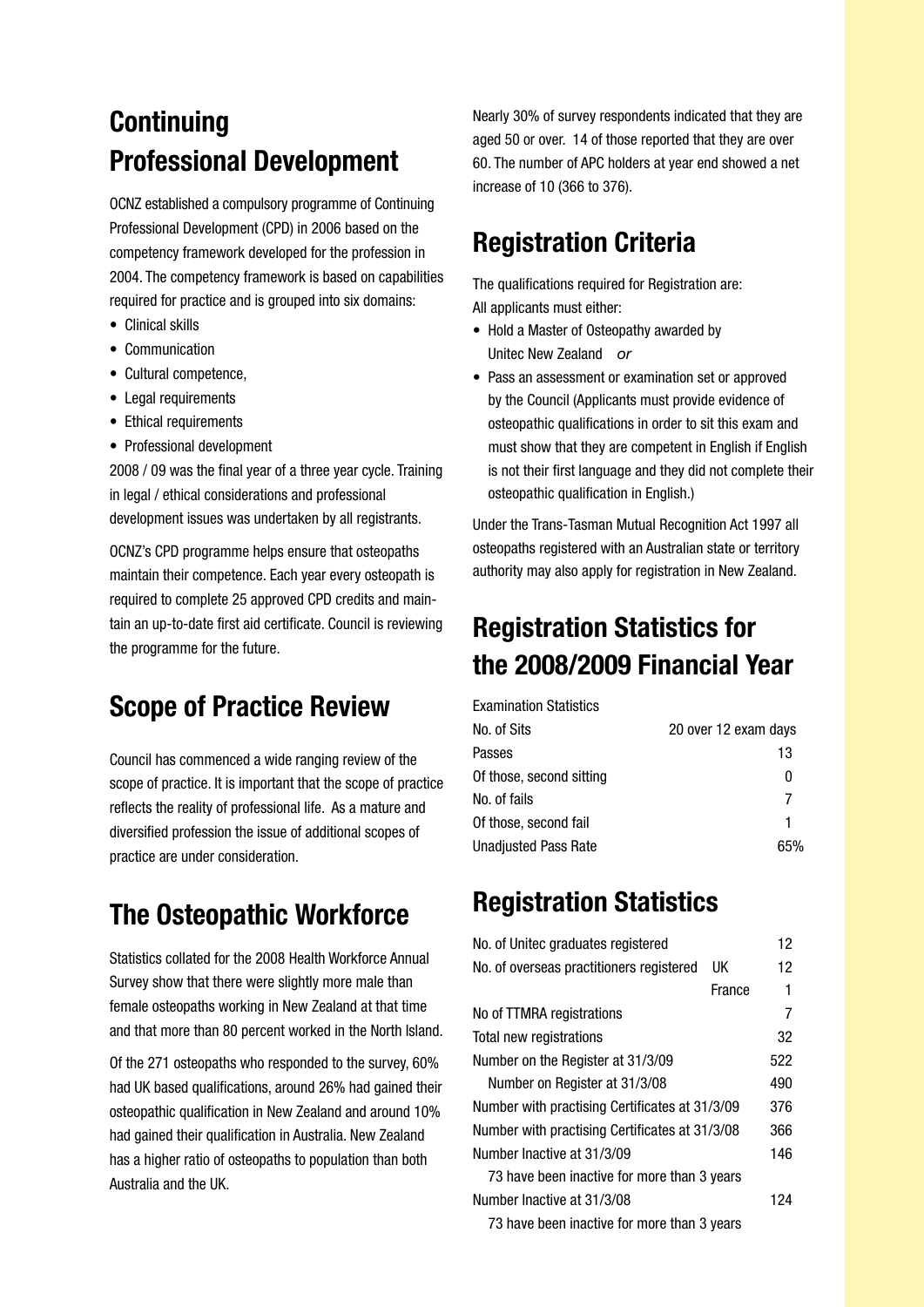## Continuing Professional Development

OCNZ established a compulsory programme of Continuing Professional Development (CPD) in 2006 based on the competency framework developed for the profession in 2004. The competency framework is based on capabilities required for practice and is grouped into six domains:

- Clinical skills
- Communication
- Cultural competence,
- Legal requirements
- Ethical requirements
- Professional development

2008 / 09 was the final year of a three year cycle. Training in legal / ethical considerations and professional development issues was undertaken by all registrants.

OCNZ's CPD programme helps ensure that osteopaths maintain their competence. Each year every osteopath is required to complete 25 approved CPD credits and maintain an up-to-date first aid certificate. Council is reviewing the programme for the future.

## Scope of Practice Review

Council has commenced a wide ranging review of the scope of practice. It is important that the scope of practice reflects the reality of professional life. As a mature and diversified profession the issue of additional scopes of practice are under consideration.

## The Osteopathic Workforce

Statistics collated for the 2008 Health Workforce Annual Survey show that there were slightly more male than female osteopaths working in New Zealand at that time and that more than 80 percent worked in the North Island.

Of the 271 osteopaths who responded to the survey, 60% had UK based qualifications, around 26% had gained their osteopathic qualification in New Zealand and around 10% had gained their qualification in Australia. New Zealand has a higher ratio of osteopaths to population than both Australia and the UK.

Nearly 30% of survey respondents indicated that they are aged 50 or over. 14 of those reported that they are over 60. The number of APC holders at year end showed a net increase of 10 (366 to 376).

## Registration Criteria

The qualifications required for Registration are:
All applicants must either:

- Hold a Master of Osteopathy awarded by Unitec New Zealand *or*
- Pass an assessment or examination set or approved by the Council (Applicants must provide evidence of osteopathic qualifications in order to sit this exam and must show that they are competent in English if English is not their first language and they did not complete their osteopathic qualification in English.)

Under the Trans-Tasman Mutual Recognition Act 1997 all osteopaths registered with an Australian state or territory authority may also apply for registration in New Zealand.

## Registration Statistics for the 2008/2009 Financial Year

| Examination Statistics | |
|---|---|
| No. of Sits | 20 over 12 exam days |
| Passes | 13 |
| Of those, second sitting | 0 |
| No. of fails | 7 |
| Of those, second fail | 1 |
| Unadjusted Pass Rate | 65% |

## Registration Statistics

| | | |
|---|---|---|
| No. of Unitec graduates registered | | 12 |
| No. of overseas practitioners registered | UK | 12 |
| | France | 1 |
| No of TTMRA registrations | | 7 |
| Total new registrations | | 32 |
| Number on the Register at 31/3/09 | | 522 |
| Number on Register at 31/3/08 | | 490 |
| Number with practising Certificates at 31/3/09 | | 376 |
| Number with practising Certificates at 31/3/08 | | 366 |
| Number Inactive at 31/3/09 | | 146 |
| 73 have been inactive for more than 3 years | | |
| Number Inactive at 31/3/08 | | 124 |
| 73 have been inactive for more than 3 years | | |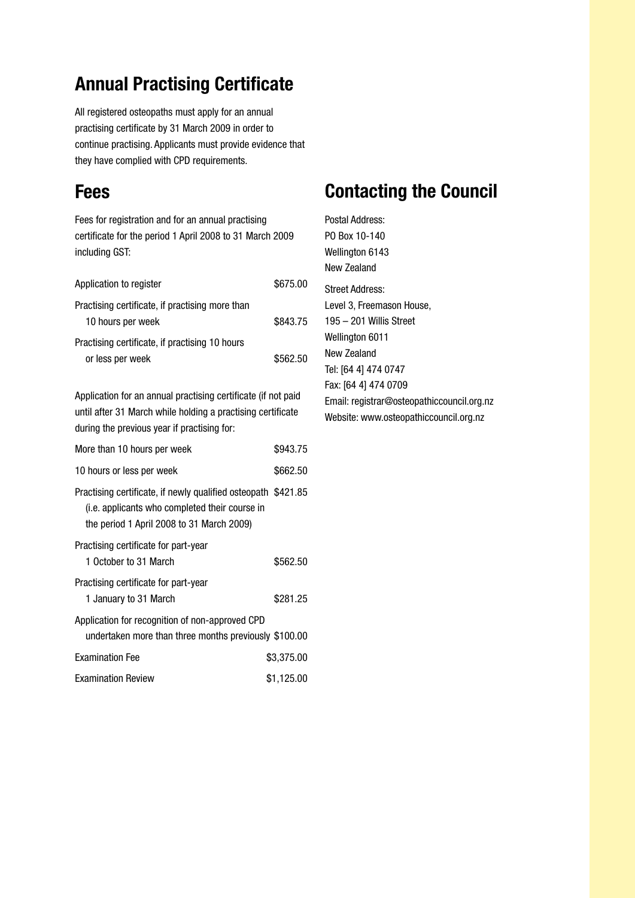## Annual Practising Certificate

All registered osteopaths must apply for an annual practising certificate by 31 March 2009 in order to continue practising. Applicants must provide evidence that they have complied with CPD requirements.

## Fees

Fees for registration and for an annual practising certificate for the period 1 April 2008 to 31 March 2009 including GST:

| | |
|---|---|
| Application to register | $675.00 |
| Practising certificate, if practising more than 10 hours per week | $843.75 |
| Practising certificate, if practising 10 hours or less per week | $562.50 |

Application for an annual practising certificate (if not paid until after 31 March while holding a practising certificate during the previous year if practising for:

| | |
|---|---|
| More than 10 hours per week | $943.75 |
| 10 hours or less per week | $662.50 |
| Practising certificate, if newly qualified osteopath (i.e. applicants who completed their course in the period 1 April 2008 to 31 March 2009) | $421.85 |
| Practising certificate for part-year 1 October to 31 March | $562.50 |
| Practising certificate for part-year 1 January to 31 March | $281.25 |
| Application for recognition of non-approved CPD undertaken more than three months previously | $100.00 |
| Examination Fee | $3,375.00 |
| Examination Review | $1,125.00 |

## Contacting the Council

Postal Address:
PO Box 10-140
Wellington 6143
New Zealand

Street Address:
Level 3, Freemason House,
195 – 201 Willis Street
Wellington 6011
New Zealand
Tel: [64 4] 474 0747
Fax: [64 4] 474 0709
Email: registrar@osteopathiccouncil.org.nz
Website: www.osteopathiccouncil.org.nz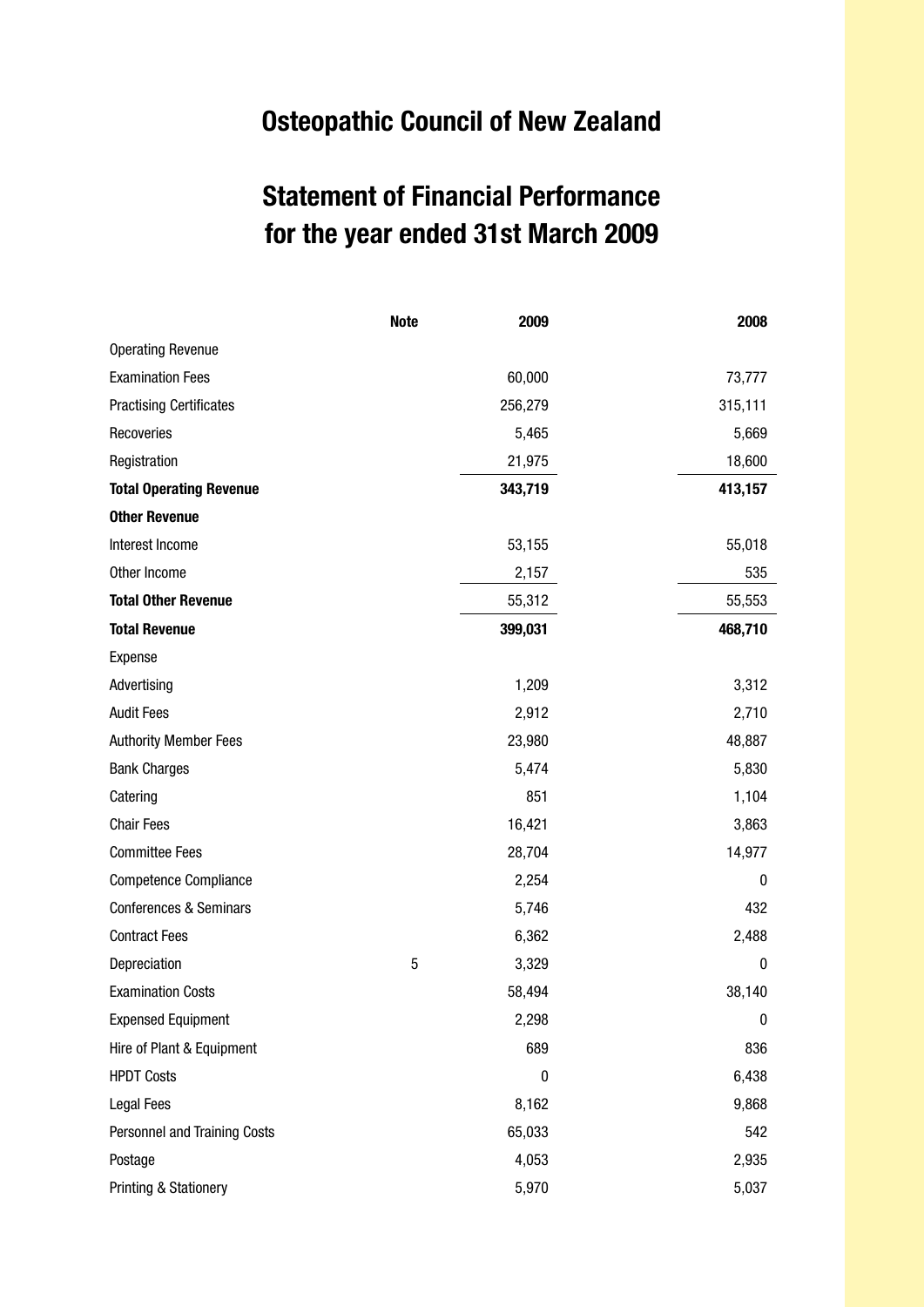# Osteopathic Council of New Zealand

## Statement of Financial Performance for the year ended 31st March 2009

| | Note | 2009 | 2008 |
|---|---|---|---|
| Operating Revenue | | | |
| Examination Fees | | 60,000 | 73,777 |
| Practising Certificates | | 256,279 | 315,111 |
| Recoveries | | 5,465 | 5,669 |
| Registration | | 21,975 | 18,600 |
| **Total Operating Revenue** | | **343,719** | **413,157** |
| **Other Revenue** | | | |
| Interest Income | | 53,155 | 55,018 |
| Other Income | | 2,157 | 535 |
| **Total Other Revenue** | | 55,312 | 55,553 |
| **Total Revenue** | | **399,031** | **468,710** |
| Expense | | | |
| Advertising | | 1,209 | 3,312 |
| Audit Fees | | 2,912 | 2,710 |
| Authority Member Fees | | 23,980 | 48,887 |
| Bank Charges | | 5,474 | 5,830 |
| Catering | | 851 | 1,104 |
| Chair Fees | | 16,421 | 3,863 |
| Committee Fees | | 28,704 | 14,977 |
| Competence Compliance | | 2,254 | 0 |
| Conferences & Seminars | | 5,746 | 432 |
| Contract Fees | | 6,362 | 2,488 |
| Depreciation | 5 | 3,329 | 0 |
| Examination Costs | | 58,494 | 38,140 |
| Expensed Equipment | | 2,298 | 0 |
| Hire of Plant & Equipment | | 689 | 836 |
| HPDT Costs | | 0 | 6,438 |
| Legal Fees | | 8,162 | 9,868 |
| Personnel and Training Costs | | 65,033 | 542 |
| Postage | | 4,053 | 2,935 |
| Printing & Stationery | | 5,970 | 5,037 |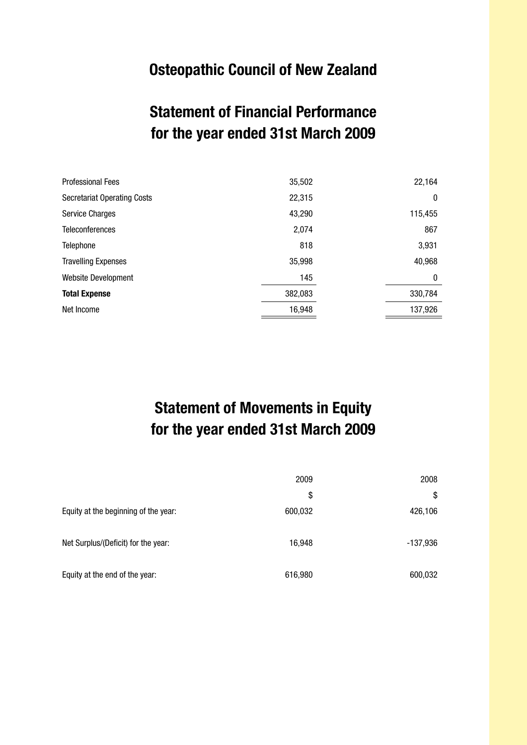# Osteopathic Council of New Zealand

## Statement of Financial Performance for the year ended 31st March 2009

| | | |
|---|---|---|
| Professional Fees | 35,502 | 22,164 |
| Secretariat Operating Costs | 22,315 | 0 |
| Service Charges | 43,290 | 115,455 |
| Teleconferences | 2,074 | 867 |
| Telephone | 818 | 3,931 |
| Travelling Expenses | 35,998 | 40,968 |
| Website Development | 145 | 0 |
| **Total Expense** | 382,083 | 330,784 |
| Net Income | 16,948 | 137,926 |

## Statement of Movements in Equity for the year ended 31st March 2009

| | 2009 | 2008 |
|---|---|---|
| | $ | $ |
| Equity at the beginning of the year: | 600,032 | 426,106 |
| Net Surplus/(Deficit) for the year: | 16,948 | -137,936 |
| Equity at the end of the year: | 616,980 | 600,032 |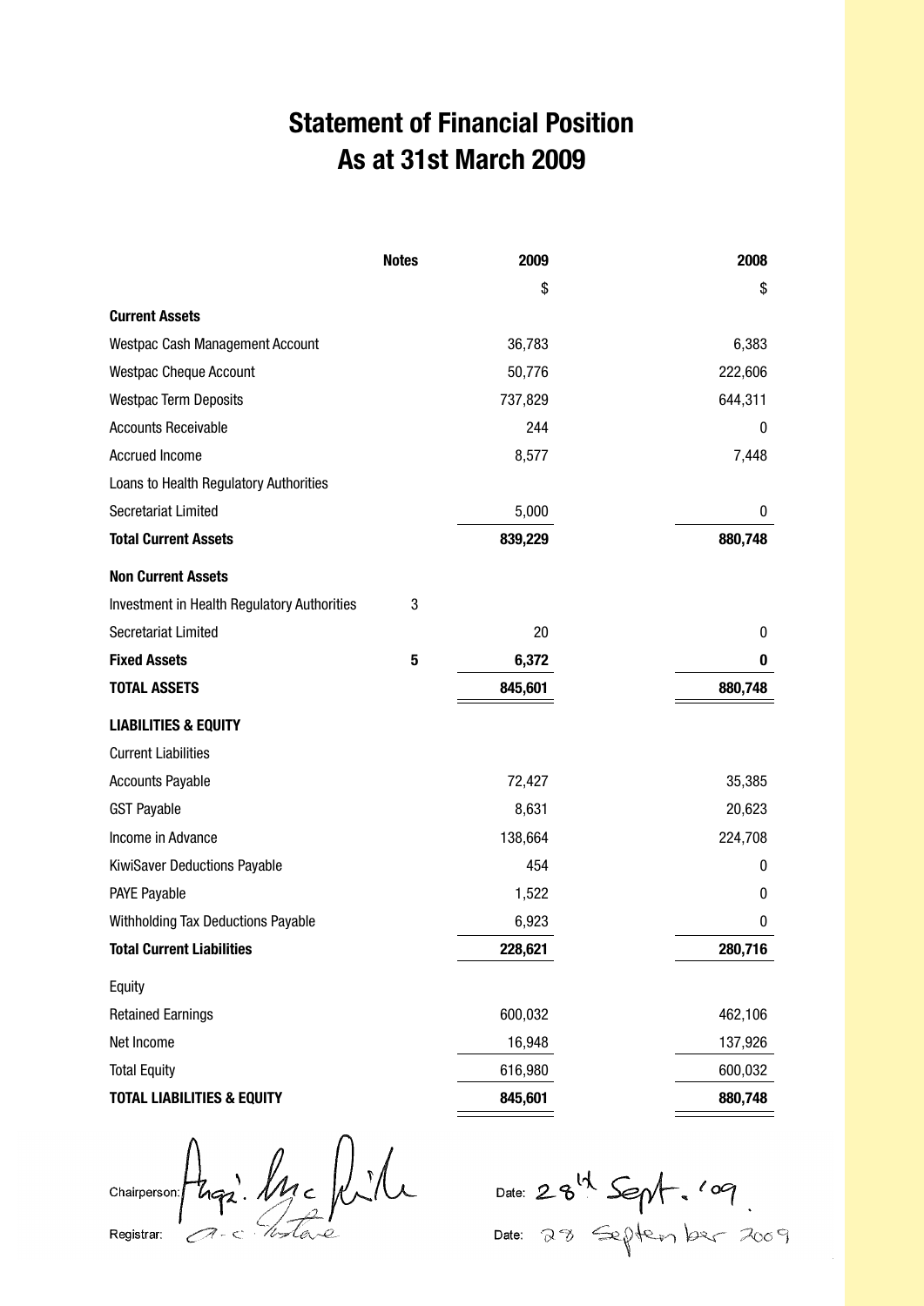# Statement of Financial Position
# As at 31st March 2009

| | Notes | 2009 | 2008 |
|---|---|---|---|
| | | $ | $ |
| **Current Assets** | | | |
| Westpac Cash Management Account | | 36,783 | 6,383 |
| Westpac Cheque Account | | 50,776 | 222,606 |
| Westpac Term Deposits | | 737,829 | 644,311 |
| Accounts Receivable | | 244 | 0 |
| Accrued Income | | 8,577 | 7,448 |
| Loans to Health Regulatory Authorities | | | |
| Secretariat Limited | | 5,000 | 0 |
| **Total Current Assets** | | **839,229** | **880,748** |
| **Non Current Assets** | | | |
| Investment in Health Regulatory Authorities | 3 | | |
| Secretariat Limited | | 20 | 0 |
| **Fixed Assets** | **5** | **6,372** | **0** |
| **TOTAL ASSETS** | | **845,601** | **880,748** |
| **LIABILITIES & EQUITY** | | | |
| Current Liabilities | | | |
| Accounts Payable | | 72,427 | 35,385 |
| GST Payable | | 8,631 | 20,623 |
| Income in Advance | | 138,664 | 224,708 |
| KiwiSaver Deductions Payable | | 454 | 0 |
| PAYE Payable | | 1,522 | 0 |
| Withholding Tax Deductions Payable | | 6,923 | 0 |
| **Total Current Liabilities** | | **228,621** | **280,716** |
| Equity | | | |
| Retained Earnings | | 600,032 | 462,106 |
| Net Income | | 16,948 | 137,926 |
| Total Equity | | 616,980 | 600,032 |
| **TOTAL LIABILITIES & EQUITY** | | **845,601** | **880,748** |

Chairperson: [signature] Date: 28th Sept. '09

Registrar: [signature] Date: 28 September 2009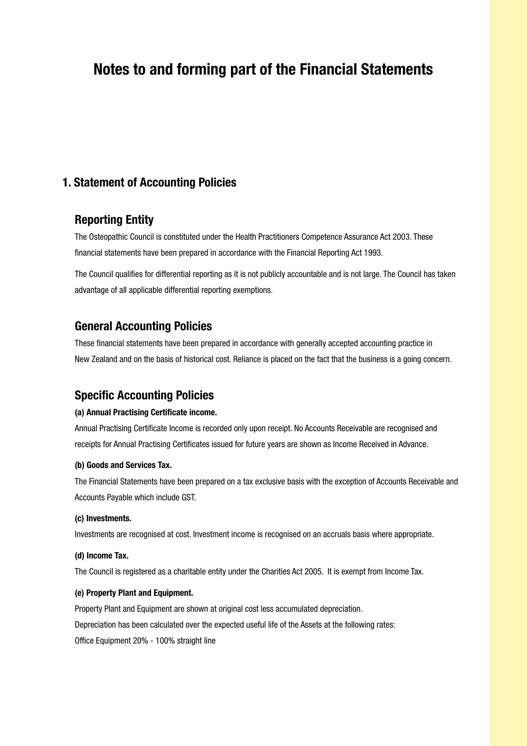# Notes to and forming part of the Financial Statements

## 1. Statement of Accounting Policies

### Reporting Entity

The Osteopathic Council is constituted under the Health Practitioners Competence Assurance Act 2003. These financial statements have been prepared in accordance with the Financial Reporting Act 1993.

The Council qualifies for differential reporting as it is not publicly accountable and is not large. The Council has taken advantage of all applicable differential reporting exemptions.

### General Accounting Policies

These financial statements have been prepared in accordance with generally accepted accounting practice in New Zealand and on the basis of historical cost. Reliance is placed on the fact that the business is a going concern.

### Specific Accounting Policies

**(a) Annual Practising Certificate income.**

Annual Practising Certificate Income is recorded only upon receipt. No Accounts Receivable are recognised and receipts for Annual Practising Certificates issued for future years are shown as Income Received in Advance.

**(b) Goods and Services Tax.**

The Financial Statements have been prepared on a tax exclusive basis with the exception of Accounts Receivable and Accounts Payable which include GST.

**(c) Investments.**

Investments are recognised at cost. Investment income is recognised on an accruals basis where appropriate.

**(d) Income Tax.**

The Council is registered as a charitable entity under the Charities Act 2005. It is exempt from Income Tax.

**(e) Property Plant and Equipment.**

Property Plant and Equipment are shown at original cost less accumulated depreciation.

Depreciation has been calculated over the expected useful life of the Assets at the following rates:

Office Equipment 20% - 100% straight line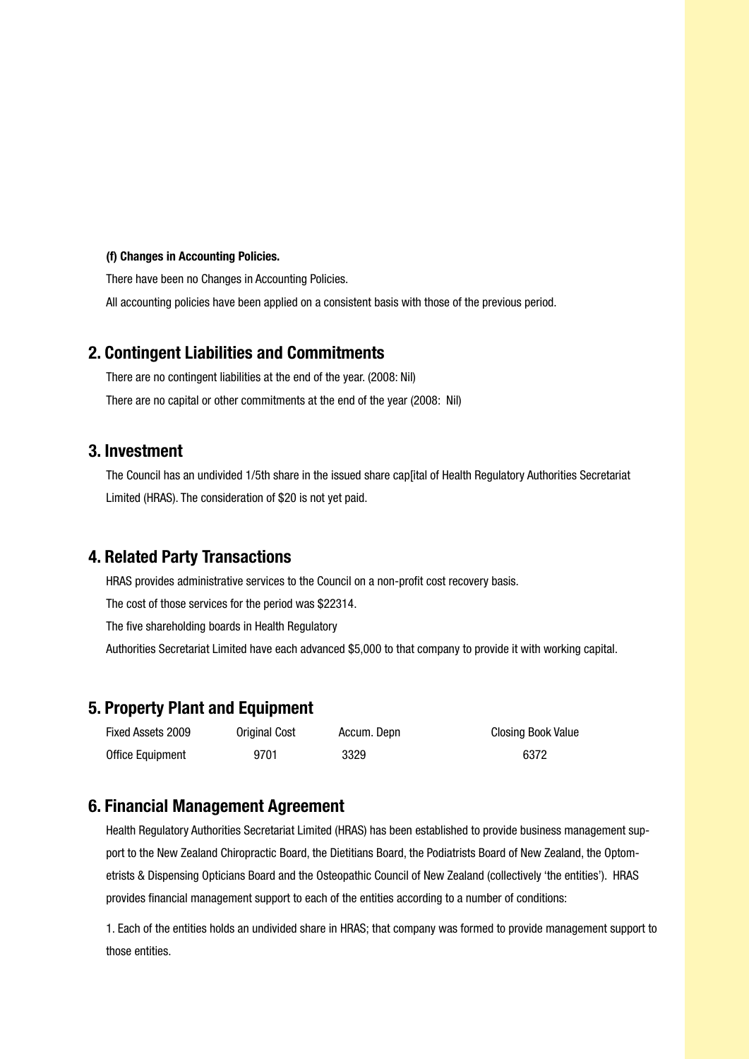**(f) Changes in Accounting Policies.**

There have been no Changes in Accounting Policies.

All accounting policies have been applied on a consistent basis with those of the previous period.

## 2. Contingent Liabilities and Commitments

There are no contingent liabilities at the end of the year. (2008: Nil)

There are no capital or other commitments at the end of the year (2008: Nil)

## 3. Investment

The Council has an undivided 1/5th share in the issued share cap[ital of Health Regulatory Authorities Secretariat Limited (HRAS). The consideration of $20 is not yet paid.

## 4. Related Party Transactions

HRAS provides administrative services to the Council on a non-profit cost recovery basis.

The cost of those services for the period was $22314.

The five shareholding boards in Health Regulatory

Authorities Secretariat Limited have each advanced $5,000 to that company to provide it with working capital.

## 5. Property Plant and Equipment

| Fixed Assets 2009 | Original Cost | Accum. Depn | Closing Book Value |
|---|---|---|---|
| Office Equipment | 9701 | 3329 | 6372 |

## 6. Financial Management Agreement

Health Regulatory Authorities Secretariat Limited (HRAS) has been established to provide business management support to the New Zealand Chiropractic Board, the Dietitians Board, the Podiatrists Board of New Zealand, the Optometrists & Dispensing Opticians Board and the Osteopathic Council of New Zealand (collectively 'the entities'). HRAS provides financial management support to each of the entities according to a number of conditions:

1. Each of the entities holds an undivided share in HRAS; that company was formed to provide management support to those entities.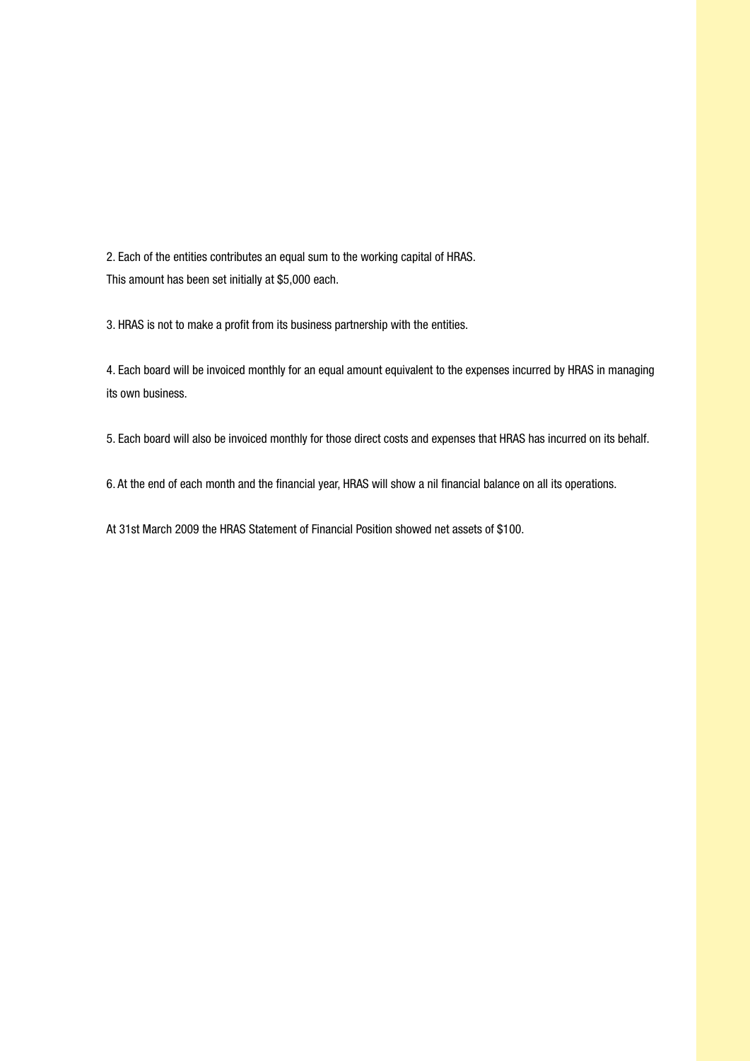2. Each of the entities contributes an equal sum to the working capital of HRAS. This amount has been set initially at $5,000 each.

3. HRAS is not to make a profit from its business partnership with the entities.

4. Each board will be invoiced monthly for an equal amount equivalent to the expenses incurred by HRAS in managing its own business.

5. Each board will also be invoiced monthly for those direct costs and expenses that HRAS has incurred on its behalf.

6. At the end of each month and the financial year, HRAS will show a nil financial balance on all its operations.

At 31st March 2009 the HRAS Statement of Financial Position showed net assets of $100.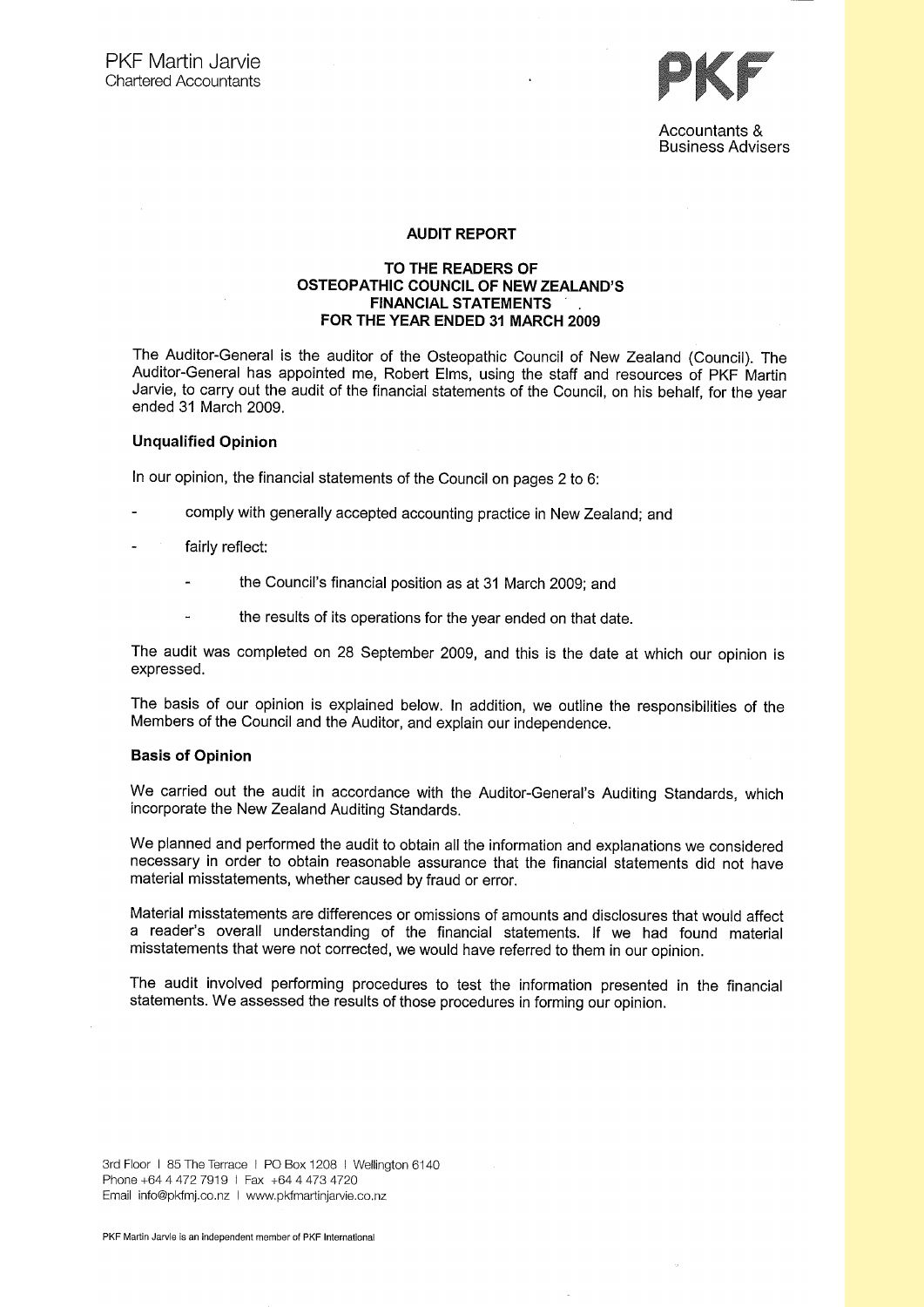PKF Martin Jarvie
Chartered Accountants

PKF

Accountants & Business Advisers

## AUDIT REPORT

### TO THE READERS OF OSTEOPATHIC COUNCIL OF NEW ZEALAND'S FINANCIAL STATEMENTS FOR THE YEAR ENDED 31 MARCH 2009

The Auditor-General is the auditor of the Osteopathic Council of New Zealand (Council). The Auditor-General has appointed me, Robert Elms, using the staff and resources of PKF Martin Jarvie, to carry out the audit of the financial statements of the Council, on his behalf, for the year ended 31 March 2009.

**Unqualified Opinion**

In our opinion, the financial statements of the Council on pages 2 to 6:

- comply with generally accepted accounting practice in New Zealand; and
- fairly reflect:
  - the Council's financial position as at 31 March 2009; and
  - the results of its operations for the year ended on that date.

The audit was completed on 28 September 2009, and this is the date at which our opinion is expressed.

The basis of our opinion is explained below. In addition, we outline the responsibilities of the Members of the Council and the Auditor, and explain our independence.

**Basis of Opinion**

We carried out the audit in accordance with the Auditor-General's Auditing Standards, which incorporate the New Zealand Auditing Standards.

We planned and performed the audit to obtain all the information and explanations we considered necessary in order to obtain reasonable assurance that the financial statements did not have material misstatements, whether caused by fraud or error.

Material misstatements are differences or omissions of amounts and disclosures that would affect a reader's overall understanding of the financial statements. If we had found material misstatements that were not corrected, we would have referred to them in our opinion.

The audit involved performing procedures to test the information presented in the financial statements. We assessed the results of those procedures in forming our opinion.

3rd Floor | 85 The Terrace | PO Box 1208 | Wellington 6140
Phone +64 4 472 7919 | Fax +64 4 473 4720
Email info@pkfmj.co.nz | www.pkfmartinjarvie.co.nz

PKF Martin Jarvie is an independent member of PKF International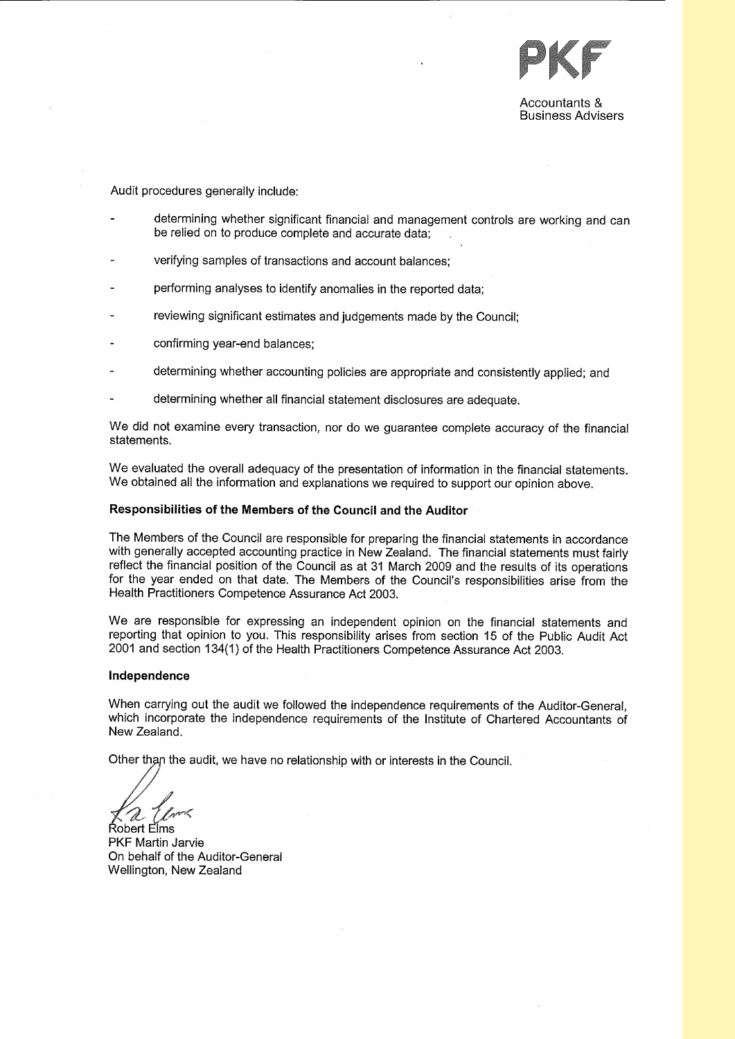PKF

Accountants & Business Advisers

Audit procedures generally include:

- determining whether significant financial and management controls are working and can be relied on to produce complete and accurate data;
- verifying samples of transactions and account balances;
- performing analyses to identify anomalies in the reported data;
- reviewing significant estimates and judgements made by the Council;
- confirming year-end balances;
- determining whether accounting policies are appropriate and consistently applied; and
- determining whether all financial statement disclosures are adequate.

We did not examine every transaction, nor do we guarantee complete accuracy of the financial statements.

We evaluated the overall adequacy of the presentation of information in the financial statements. We obtained all the information and explanations we required to support our opinion above.

**Responsibilities of the Members of the Council and the Auditor**

The Members of the Council are responsible for preparing the financial statements in accordance with generally accepted accounting practice in New Zealand. The financial statements must fairly reflect the financial position of the Council as at 31 March 2009 and the results of its operations for the year ended on that date. The Members of the Council's responsibilities arise from the Health Practitioners Competence Assurance Act 2003.

We are responsible for expressing an independent opinion on the financial statements and reporting that opinion to you. This responsibility arises from section 15 of the Public Audit Act 2001 and section 134(1) of the Health Practitioners Competence Assurance Act 2003.

**Independence**

When carrying out the audit we followed the independence requirements of the Auditor-General, which incorporate the independence requirements of the Institute of Chartered Accountants of New Zealand.

Other than the audit, we have no relationship with or interests in the Council.

Robert Elms
PKF Martin Jarvie
On behalf of the Auditor-General
Wellington, New Zealand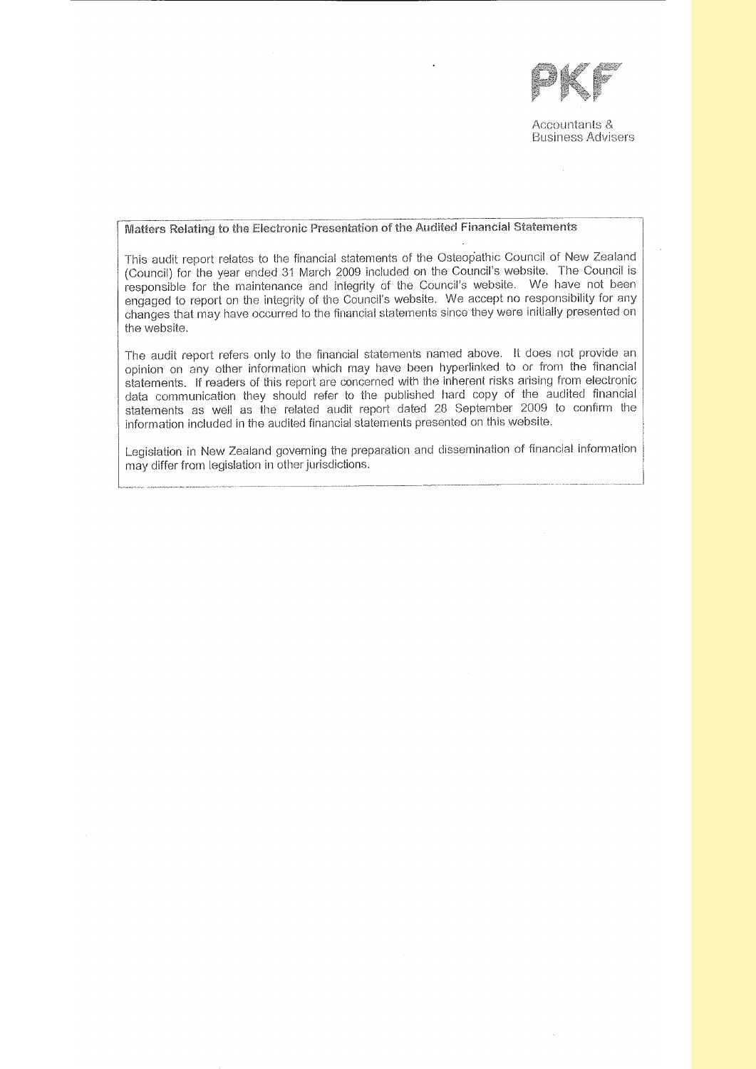PKF

Accountants &
Business Advisers

**Matters Relating to the Electronic Presentation of the Audited Financial Statements**

This audit report relates to the financial statements of the Osteopathic Council of New Zealand (Council) for the year ended 31 March 2009 included on the Council's website. The Council is responsible for the maintenance and integrity of the Council's website. We have not been engaged to report on the integrity of the Council's website. We accept no responsibility for any changes that may have occurred to the financial statements since they were initially presented on the website.

The audit report refers only to the financial statements named above. It does not provide an opinion on any other information which may have been hyperlinked to or from the financial statements. If readers of this report are concerned with the inherent risks arising from electronic data communication they should refer to the published hard copy of the audited financial statements as well as the related audit report dated 28 September 2009 to confirm the information included in the audited financial statements presented on this website.

Legislation in New Zealand governing the preparation and dissemination of financial information may differ from legislation in other jurisdictions.